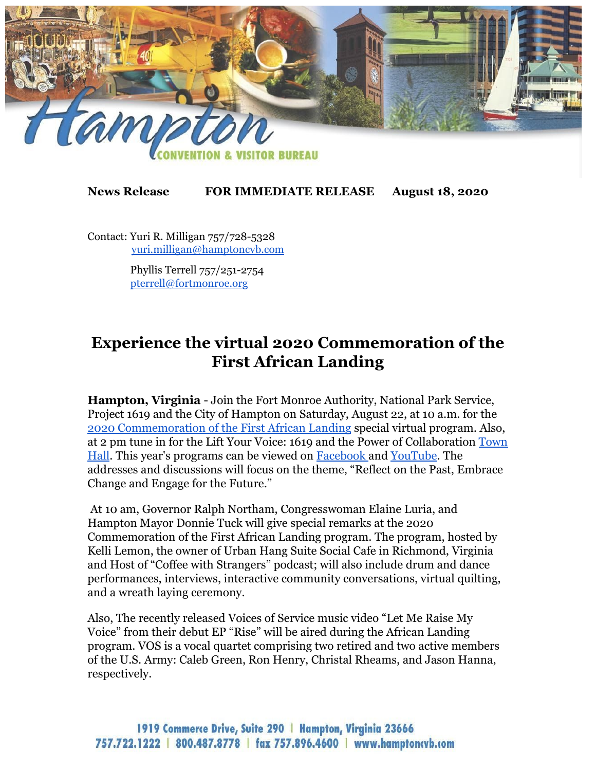Hampton
CONVENTION & VISITOR BUREAU

**News Release** **FOR IMMEDIATE RELEASE** **August 18, 2020**

Contact: Yuri R. Milligan 757/728-5328
yuri.milligan@hamptoncvb.com

Phyllis Terrell 757/251-2754
pterrell@fortmonroe.org

# Experience the virtual 2020 Commemoration of the First African Landing

**Hampton, Virginia** - Join the Fort Monroe Authority, National Park Service, Project 1619 and the City of Hampton on Saturday, August 22, at 10 a.m. for the 2020 Commemoration of the First African Landing special virtual program. Also, at 2 pm tune in for the Lift Your Voice: 1619 and the Power of Collaboration Town Hall. This year's programs can be viewed on Facebook and YouTube. The addresses and discussions will focus on the theme, "Reflect on the Past, Embrace Change and Engage for the Future."

At 10 am, Governor Ralph Northam, Congresswoman Elaine Luria, and Hampton Mayor Donnie Tuck will give special remarks at the 2020 Commemoration of the First African Landing program. The program, hosted by Kelli Lemon, the owner of Urban Hang Suite Social Cafe in Richmond, Virginia and Host of "Coffee with Strangers" podcast; will also include drum and dance performances, interviews, interactive community conversations, virtual quilting, and a wreath laying ceremony.

Also, The recently released Voices of Service music video "Let Me Raise My Voice" from their debut EP "Rise" will be aired during the African Landing program. VOS is a vocal quartet comprising two retired and two active members of the U.S. Army: Caleb Green, Ron Henry, Christal Rheams, and Jason Hanna, respectively.

1919 Commerce Drive, Suite 290 | Hampton, Virginia 23666
757.722.1222 | 800.487.8778 | fax 757.896.4600 | www.hamptoncvb.com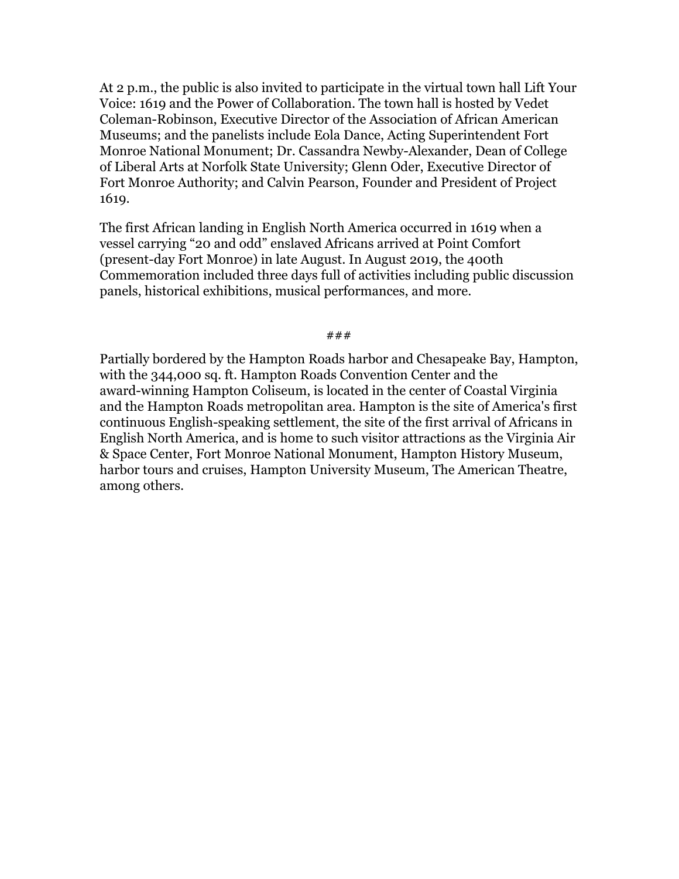At 2 p.m., the public is also invited to participate in the virtual town hall Lift Your Voice: 1619 and the Power of Collaboration. The town hall is hosted by Vedet Coleman-Robinson, Executive Director of the Association of African American Museums; and the panelists include Eola Dance, Acting Superintendent Fort Monroe National Monument; Dr. Cassandra Newby-Alexander, Dean of College of Liberal Arts at Norfolk State University; Glenn Oder, Executive Director of Fort Monroe Authority; and Calvin Pearson, Founder and President of Project 1619.

The first African landing in English North America occurred in 1619 when a vessel carrying "20 and odd" enslaved Africans arrived at Point Comfort (present-day Fort Monroe) in late August. In August 2019, the 400th Commemoration included three days full of activities including public discussion panels, historical exhibitions, musical performances, and more.

###

Partially bordered by the Hampton Roads harbor and Chesapeake Bay, Hampton, with the 344,000 sq. ft. Hampton Roads Convention Center and the award-winning Hampton Coliseum, is located in the center of Coastal Virginia and the Hampton Roads metropolitan area. Hampton is the site of America's first continuous English-speaking settlement, the site of the first arrival of Africans in English North America, and is home to such visitor attractions as the Virginia Air & Space Center, Fort Monroe National Monument, Hampton History Museum, harbor tours and cruises, Hampton University Museum, The American Theatre, among others.